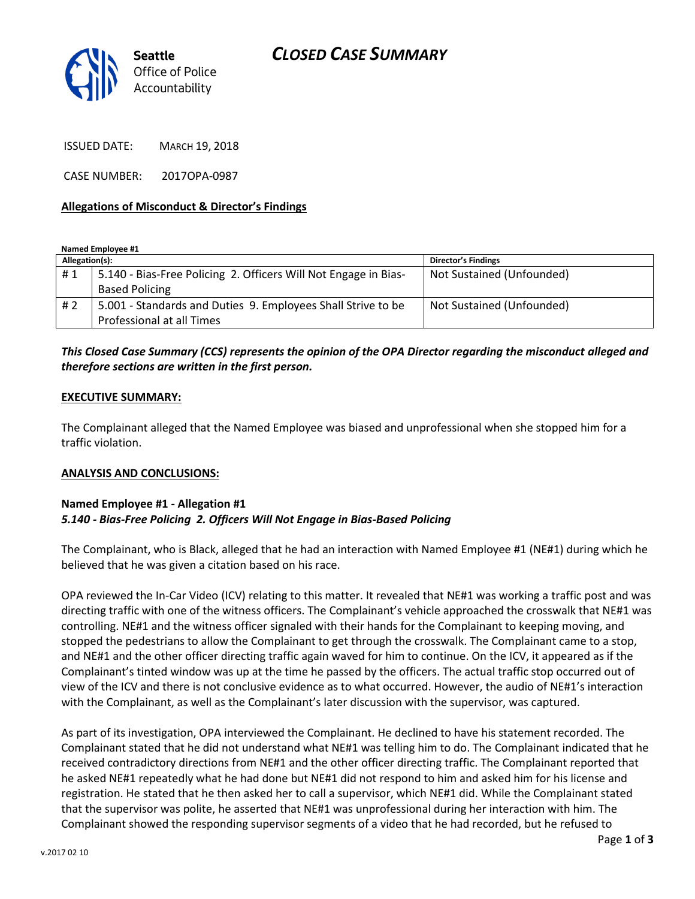# CLOSED CASE SUMMARY

**Seattle** Office of Police Accountability

ISSUED DATE: MARCH 19, 2018

CASE NUMBER: 2017OPA-0987

**Allegations of Misconduct & Director's Findings**

**Named Employee #1**

| Allegation(s): | | Director's Findings |
|---|---|---|
| # 1 | 5.140 - Bias-Free Policing 2. Officers Will Not Engage in Bias-Based Policing | Not Sustained (Unfounded) |
| # 2 | 5.001 - Standards and Duties 9. Employees Shall Strive to be Professional at all Times | Not Sustained (Unfounded) |

***This Closed Case Summary (CCS) represents the opinion of the OPA Director regarding the misconduct alleged and therefore sections are written in the first person.***

**EXECUTIVE SUMMARY:**

The Complainant alleged that the Named Employee was biased and unprofessional when she stopped him for a traffic violation.

**ANALYSIS AND CONCLUSIONS:**

**Named Employee #1 - Allegation #1**
***5.140 - Bias-Free Policing 2. Officers Will Not Engage in Bias-Based Policing***

The Complainant, who is Black, alleged that he had an interaction with Named Employee #1 (NE#1) during which he believed that he was given a citation based on his race.

OPA reviewed the In-Car Video (ICV) relating to this matter. It revealed that NE#1 was working a traffic post and was directing traffic with one of the witness officers. The Complainant's vehicle approached the crosswalk that NE#1 was controlling. NE#1 and the witness officer signaled with their hands for the Complainant to keeping moving, and stopped the pedestrians to allow the Complainant to get through the crosswalk. The Complainant came to a stop, and NE#1 and the other officer directing traffic again waved for him to continue. On the ICV, it appeared as if the Complainant's tinted window was up at the time he passed by the officers. The actual traffic stop occurred out of view of the ICV and there is not conclusive evidence as to what occurred. However, the audio of NE#1's interaction with the Complainant, as well as the Complainant's later discussion with the supervisor, was captured.

As part of its investigation, OPA interviewed the Complainant. He declined to have his statement recorded. The Complainant stated that he did not understand what NE#1 was telling him to do. The Complainant indicated that he received contradictory directions from NE#1 and the other officer directing traffic. The Complainant reported that he asked NE#1 repeatedly what he had done but NE#1 did not respond to him and asked him for his license and registration. He stated that he then asked her to call a supervisor, which NE#1 did. While the Complainant stated that the supervisor was polite, he asserted that NE#1 was unprofessional during her interaction with him. The Complainant showed the responding supervisor segments of a video that he had recorded, but he refused to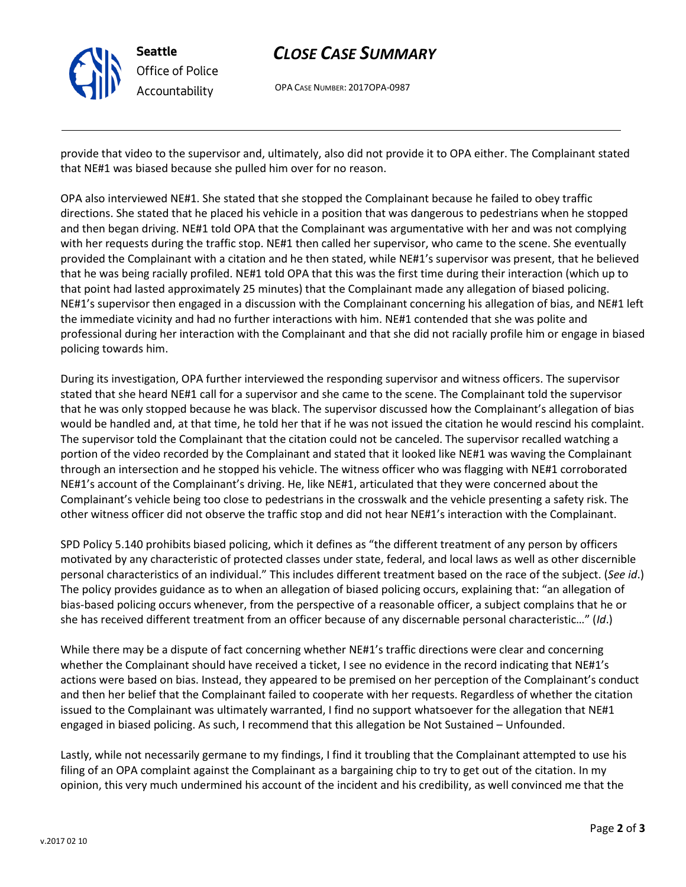provide that video to the supervisor and, ultimately, also did not provide it to OPA either. The Complainant stated that NE#1 was biased because she pulled him over for no reason.

OPA also interviewed NE#1. She stated that she stopped the Complainant because he failed to obey traffic directions. She stated that he placed his vehicle in a position that was dangerous to pedestrians when he stopped and then began driving. NE#1 told OPA that the Complainant was argumentative with her and was not complying with her requests during the traffic stop. NE#1 then called her supervisor, who came to the scene. She eventually provided the Complainant with a citation and he then stated, while NE#1's supervisor was present, that he believed that he was being racially profiled. NE#1 told OPA that this was the first time during their interaction (which up to that point had lasted approximately 25 minutes) that the Complainant made any allegation of biased policing. NE#1's supervisor then engaged in a discussion with the Complainant concerning his allegation of bias, and NE#1 left the immediate vicinity and had no further interactions with him. NE#1 contended that she was polite and professional during her interaction with the Complainant and that she did not racially profile him or engage in biased policing towards him.

During its investigation, OPA further interviewed the responding supervisor and witness officers. The supervisor stated that she heard NE#1 call for a supervisor and she came to the scene. The Complainant told the supervisor that he was only stopped because he was black. The supervisor discussed how the Complainant's allegation of bias would be handled and, at that time, he told her that if he was not issued the citation he would rescind his complaint. The supervisor told the Complainant that the citation could not be canceled. The supervisor recalled watching a portion of the video recorded by the Complainant and stated that it looked like NE#1 was waving the Complainant through an intersection and he stopped his vehicle. The witness officer who was flagging with NE#1 corroborated NE#1's account of the Complainant's driving. He, like NE#1, articulated that they were concerned about the Complainant's vehicle being too close to pedestrians in the crosswalk and the vehicle presenting a safety risk. The other witness officer did not observe the traffic stop and did not hear NE#1's interaction with the Complainant.

SPD Policy 5.140 prohibits biased policing, which it defines as "the different treatment of any person by officers motivated by any characteristic of protected classes under state, federal, and local laws as well as other discernible personal characteristics of an individual." This includes different treatment based on the race of the subject. (*See id*.) The policy provides guidance as to when an allegation of biased policing occurs, explaining that: "an allegation of bias-based policing occurs whenever, from the perspective of a reasonable officer, a subject complains that he or she has received different treatment from an officer because of any discernable personal characteristic…" (*Id*.)

While there may be a dispute of fact concerning whether NE#1's traffic directions were clear and concerning whether the Complainant should have received a ticket, I see no evidence in the record indicating that NE#1's actions were based on bias. Instead, they appeared to be premised on her perception of the Complainant's conduct and then her belief that the Complainant failed to cooperate with her requests. Regardless of whether the citation issued to the Complainant was ultimately warranted, I find no support whatsoever for the allegation that NE#1 engaged in biased policing. As such, I recommend that this allegation be Not Sustained – Unfounded.

Lastly, while not necessarily germane to my findings, I find it troubling that the Complainant attempted to use his filing of an OPA complaint against the Complainant as a bargaining chip to try to get out of the citation. In my opinion, this very much undermined his account of the incident and his credibility, as well convinced me that the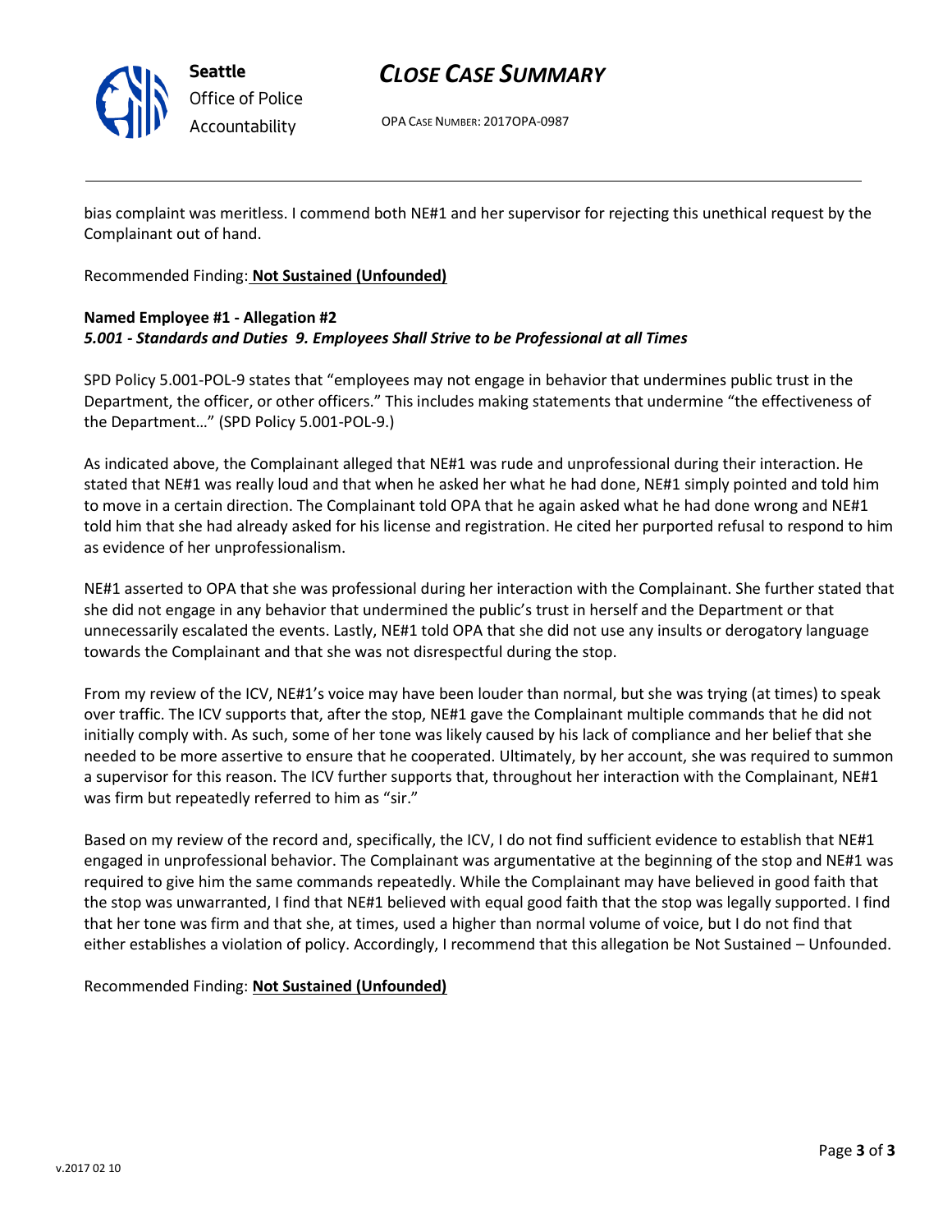bias complaint was meritless. I commend both NE#1 and her supervisor for rejecting this unethical request by the Complainant out of hand.

Recommended Finding: **Not Sustained (Unfounded)**

**Named Employee #1 - Allegation #2**
***5.001 - Standards and Duties 9. Employees Shall Strive to be Professional at all Times***

SPD Policy 5.001-POL-9 states that "employees may not engage in behavior that undermines public trust in the Department, the officer, or other officers." This includes making statements that undermine "the effectiveness of the Department…" (SPD Policy 5.001-POL-9.)

As indicated above, the Complainant alleged that NE#1 was rude and unprofessional during their interaction. He stated that NE#1 was really loud and that when he asked her what he had done, NE#1 simply pointed and told him to move in a certain direction. The Complainant told OPA that he again asked what he had done wrong and NE#1 told him that she had already asked for his license and registration. He cited her purported refusal to respond to him as evidence of her unprofessionalism.

NE#1 asserted to OPA that she was professional during her interaction with the Complainant. She further stated that she did not engage in any behavior that undermined the public's trust in herself and the Department or that unnecessarily escalated the events. Lastly, NE#1 told OPA that she did not use any insults or derogatory language towards the Complainant and that she was not disrespectful during the stop.

From my review of the ICV, NE#1's voice may have been louder than normal, but she was trying (at times) to speak over traffic. The ICV supports that, after the stop, NE#1 gave the Complainant multiple commands that he did not initially comply with. As such, some of her tone was likely caused by his lack of compliance and her belief that she needed to be more assertive to ensure that he cooperated. Ultimately, by her account, she was required to summon a supervisor for this reason. The ICV further supports that, throughout her interaction with the Complainant, NE#1 was firm but repeatedly referred to him as "sir."

Based on my review of the record and, specifically, the ICV, I do not find sufficient evidence to establish that NE#1 engaged in unprofessional behavior. The Complainant was argumentative at the beginning of the stop and NE#1 was required to give him the same commands repeatedly. While the Complainant may have believed in good faith that the stop was unwarranted, I find that NE#1 believed with equal good faith that the stop was legally supported. I find that her tone was firm and that she, at times, used a higher than normal volume of voice, but I do not find that either establishes a violation of policy. Accordingly, I recommend that this allegation be Not Sustained – Unfounded.

Recommended Finding: **Not Sustained (Unfounded)**